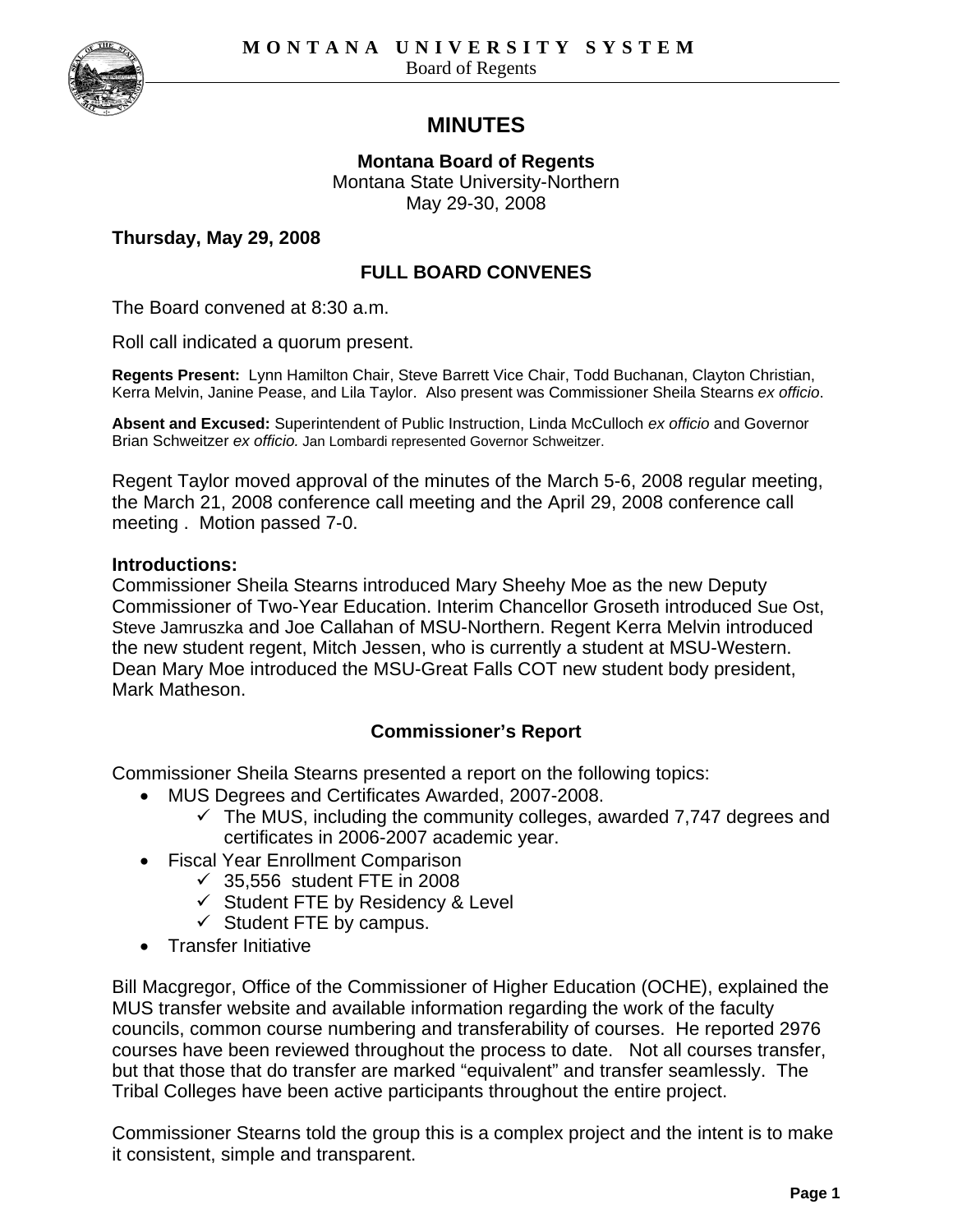**MONTANA UNIVERSITY SYSTEM**
Board of Regents

# MINUTES

**Montana Board of Regents**
Montana State University-Northern
May 29-30, 2008

**Thursday, May 29, 2008**

## FULL BOARD CONVENES

The Board convened at 8:30 a.m.

Roll call indicated a quorum present.

**Regents Present:** Lynn Hamilton Chair, Steve Barrett Vice Chair, Todd Buchanan, Clayton Christian, Kerra Melvin, Janine Pease, and Lila Taylor. Also present was Commissioner Sheila Stearns *ex officio*.

**Absent and Excused:** Superintendent of Public Instruction, Linda McCulloch *ex officio* and Governor Brian Schweitzer *ex officio.* Jan Lombardi represented Governor Schweitzer.

Regent Taylor moved approval of the minutes of the March 5-6, 2008 regular meeting, the March 21, 2008 conference call meeting and the April 29, 2008 conference call meeting . Motion passed 7-0.

**Introductions:**
Commissioner Sheila Stearns introduced Mary Sheehy Moe as the new Deputy Commissioner of Two-Year Education. Interim Chancellor Groseth introduced Sue Ost, Steve Jamruszka and Joe Callahan of MSU-Northern. Regent Kerra Melvin introduced the new student regent, Mitch Jessen, who is currently a student at MSU-Western. Dean Mary Moe introduced the MSU-Great Falls COT new student body president, Mark Matheson.

## Commissioner's Report

Commissioner Sheila Stearns presented a report on the following topics:

- MUS Degrees and Certificates Awarded, 2007-2008.
  - ✓ The MUS, including the community colleges, awarded 7,747 degrees and certificates in 2006-2007 academic year.
- Fiscal Year Enrollment Comparison
  - ✓ 35,556 student FTE in 2008
  - ✓ Student FTE by Residency & Level
  - ✓ Student FTE by campus.
- Transfer Initiative

Bill Macgregor, Office of the Commissioner of Higher Education (OCHE), explained the MUS transfer website and available information regarding the work of the faculty councils, common course numbering and transferability of courses. He reported 2976 courses have been reviewed throughout the process to date. Not all courses transfer, but that those that do transfer are marked "equivalent" and transfer seamlessly. The Tribal Colleges have been active participants throughout the entire project.

Commissioner Stearns told the group this is a complex project and the intent is to make it consistent, simple and transparent.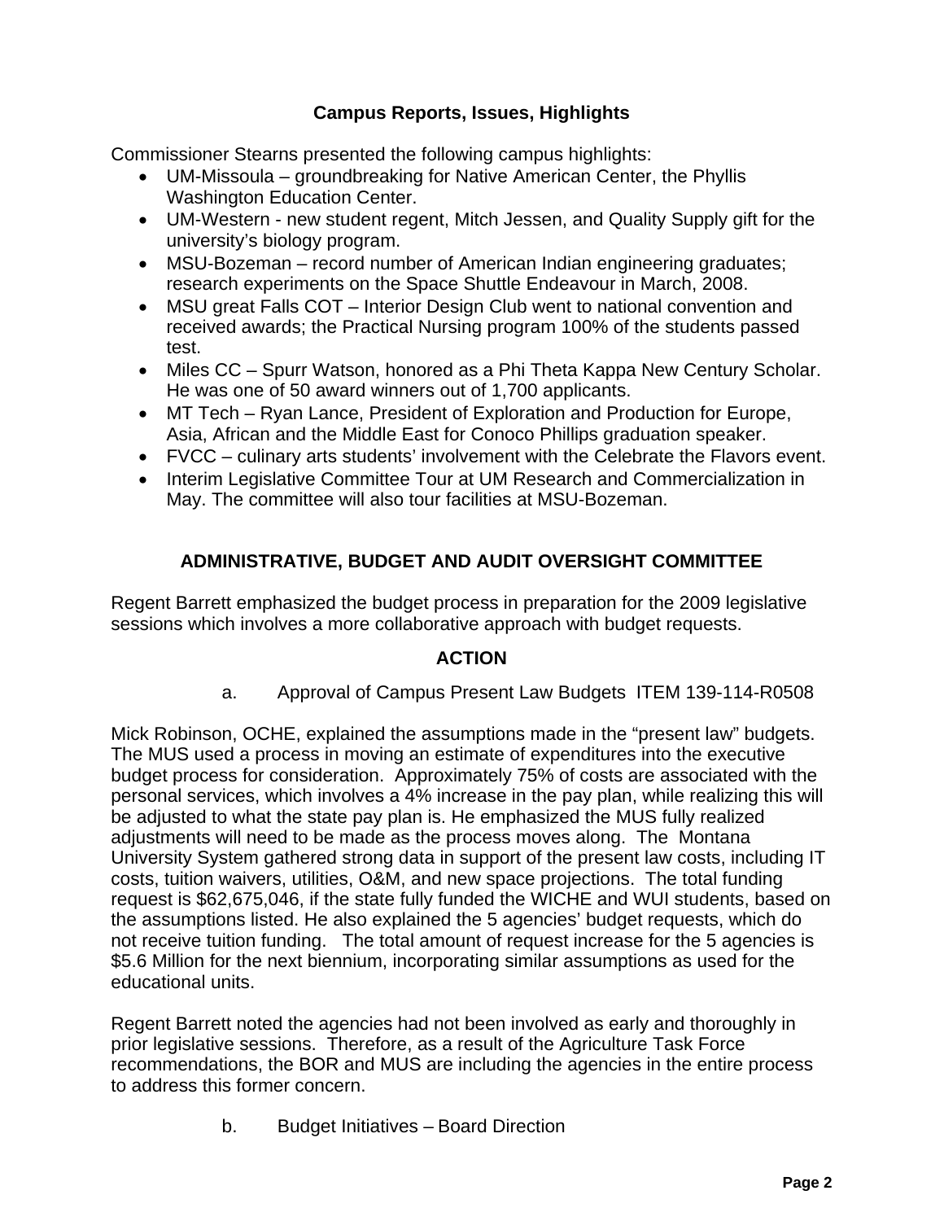## Campus Reports, Issues, Highlights

Commissioner Stearns presented the following campus highlights:

- UM-Missoula – groundbreaking for Native American Center, the Phyllis Washington Education Center.
- UM-Western - new student regent, Mitch Jessen, and Quality Supply gift for the university's biology program.
- MSU-Bozeman – record number of American Indian engineering graduates; research experiments on the Space Shuttle Endeavour in March, 2008.
- MSU great Falls COT – Interior Design Club went to national convention and received awards; the Practical Nursing program 100% of the students passed test.
- Miles CC – Spurr Watson, honored as a Phi Theta Kappa New Century Scholar. He was one of 50 award winners out of 1,700 applicants.
- MT Tech – Ryan Lance, President of Exploration and Production for Europe, Asia, African and the Middle East for Conoco Phillips graduation speaker.
- FVCC – culinary arts students' involvement with the Celebrate the Flavors event.
- Interim Legislative Committee Tour at UM Research and Commercialization in May. The committee will also tour facilities at MSU-Bozeman.

## ADMINISTRATIVE, BUDGET AND AUDIT OVERSIGHT COMMITTEE

Regent Barrett emphasized the budget process in preparation for the 2009 legislative sessions which involves a more collaborative approach with budget requests.

### ACTION

a. Approval of Campus Present Law Budgets ITEM 139-114-R0508

Mick Robinson, OCHE, explained the assumptions made in the "present law" budgets. The MUS used a process in moving an estimate of expenditures into the executive budget process for consideration. Approximately 75% of costs are associated with the personal services, which involves a 4% increase in the pay plan, while realizing this will be adjusted to what the state pay plan is. He emphasized the MUS fully realized adjustments will need to be made as the process moves along. The Montana University System gathered strong data in support of the present law costs, including IT costs, tuition waivers, utilities, O&M, and new space projections. The total funding request is $62,675,046, if the state fully funded the WICHE and WUI students, based on the assumptions listed. He also explained the 5 agencies' budget requests, which do not receive tuition funding. The total amount of request increase for the 5 agencies is $5.6 Million for the next biennium, incorporating similar assumptions as used for the educational units.

Regent Barrett noted the agencies had not been involved as early and thoroughly in prior legislative sessions. Therefore, as a result of the Agriculture Task Force recommendations, the BOR and MUS are including the agencies in the entire process to address this former concern.

b. Budget Initiatives – Board Direction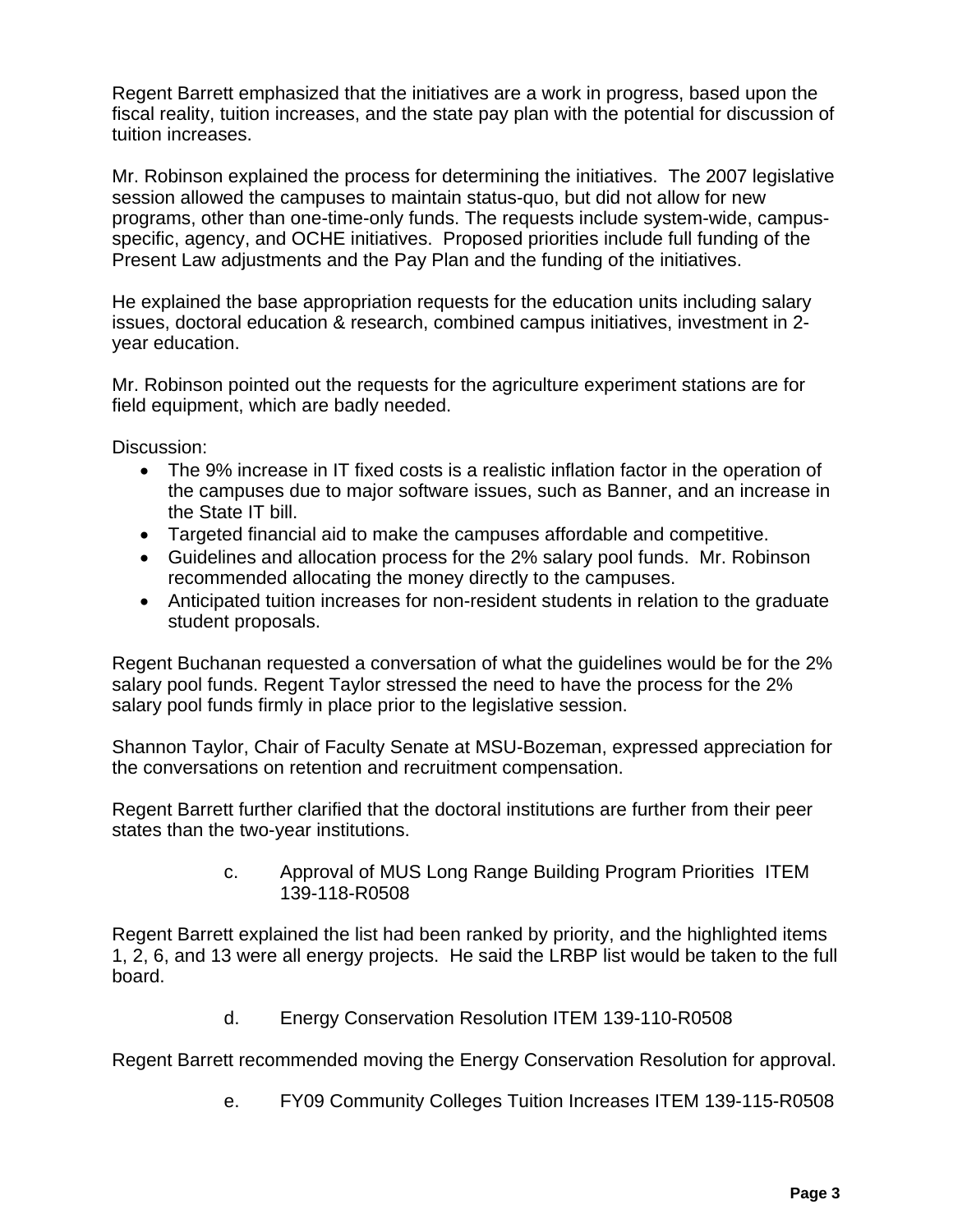Regent Barrett emphasized that the initiatives are a work in progress, based upon the fiscal reality, tuition increases, and the state pay plan with the potential for discussion of tuition increases.

Mr. Robinson explained the process for determining the initiatives. The 2007 legislative session allowed the campuses to maintain status-quo, but did not allow for new programs, other than one-time-only funds. The requests include system-wide, campus-specific, agency, and OCHE initiatives. Proposed priorities include full funding of the Present Law adjustments and the Pay Plan and the funding of the initiatives.

He explained the base appropriation requests for the education units including salary issues, doctoral education & research, combined campus initiatives, investment in 2-year education.

Mr. Robinson pointed out the requests for the agriculture experiment stations are for field equipment, which are badly needed.

Discussion:

- The 9% increase in IT fixed costs is a realistic inflation factor in the operation of the campuses due to major software issues, such as Banner, and an increase in the State IT bill.
- Targeted financial aid to make the campuses affordable and competitive.
- Guidelines and allocation process for the 2% salary pool funds. Mr. Robinson recommended allocating the money directly to the campuses.
- Anticipated tuition increases for non-resident students in relation to the graduate student proposals.

Regent Buchanan requested a conversation of what the guidelines would be for the 2% salary pool funds. Regent Taylor stressed the need to have the process for the 2% salary pool funds firmly in place prior to the legislative session.

Shannon Taylor, Chair of Faculty Senate at MSU-Bozeman, expressed appreciation for the conversations on retention and recruitment compensation.

Regent Barrett further clarified that the doctoral institutions are further from their peer states than the two-year institutions.

c. Approval of MUS Long Range Building Program Priorities ITEM 139-118-R0508

Regent Barrett explained the list had been ranked by priority, and the highlighted items 1, 2, 6, and 13 were all energy projects. He said the LRBP list would be taken to the full board.

d. Energy Conservation Resolution ITEM 139-110-R0508

Regent Barrett recommended moving the Energy Conservation Resolution for approval.

e. FY09 Community Colleges Tuition Increases ITEM 139-115-R0508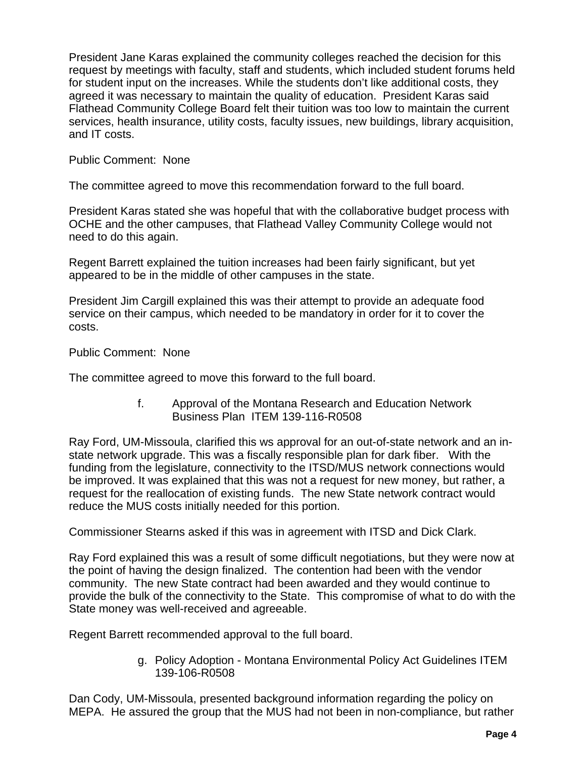President Jane Karas explained the community colleges reached the decision for this request by meetings with faculty, staff and students, which included student forums held for student input on the increases. While the students don't like additional costs, they agreed it was necessary to maintain the quality of education. President Karas said Flathead Community College Board felt their tuition was too low to maintain the current services, health insurance, utility costs, faculty issues, new buildings, library acquisition, and IT costs.

Public Comment: None

The committee agreed to move this recommendation forward to the full board.

President Karas stated she was hopeful that with the collaborative budget process with OCHE and the other campuses, that Flathead Valley Community College would not need to do this again.

Regent Barrett explained the tuition increases had been fairly significant, but yet appeared to be in the middle of other campuses in the state.

President Jim Cargill explained this was their attempt to provide an adequate food service on their campus, which needed to be mandatory in order for it to cover the costs.

Public Comment: None

The committee agreed to move this forward to the full board.

f. Approval of the Montana Research and Education Network Business Plan ITEM 139-116-R0508

Ray Ford, UM-Missoula, clarified this ws approval for an out-of-state network and an in-state network upgrade. This was a fiscally responsible plan for dark fiber. With the funding from the legislature, connectivity to the ITSD/MUS network connections would be improved. It was explained that this was not a request for new money, but rather, a request for the reallocation of existing funds. The new State network contract would reduce the MUS costs initially needed for this portion.

Commissioner Stearns asked if this was in agreement with ITSD and Dick Clark.

Ray Ford explained this was a result of some difficult negotiations, but they were now at the point of having the design finalized. The contention had been with the vendor community. The new State contract had been awarded and they would continue to provide the bulk of the connectivity to the State. This compromise of what to do with the State money was well-received and agreeable.

Regent Barrett recommended approval to the full board.

g. Policy Adoption - Montana Environmental Policy Act Guidelines ITEM 139-106-R0508

Dan Cody, UM-Missoula, presented background information regarding the policy on MEPA. He assured the group that the MUS had not been in non-compliance, but rather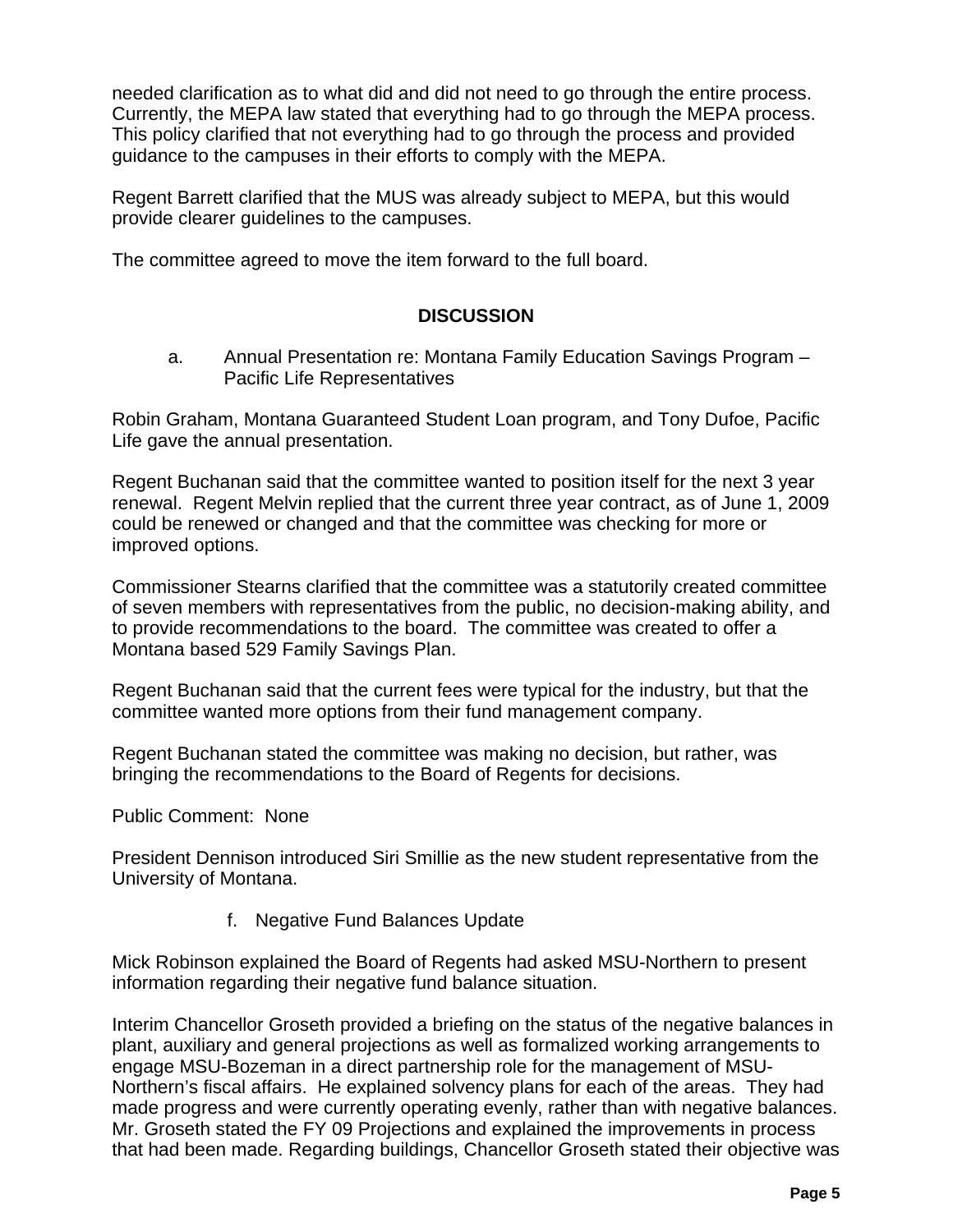needed clarification as to what did and did not need to go through the entire process. Currently, the MEPA law stated that everything had to go through the MEPA process. This policy clarified that not everything had to go through the process and provided guidance to the campuses in their efforts to comply with the MEPA.

Regent Barrett clarified that the MUS was already subject to MEPA, but this would provide clearer guidelines to the campuses.

The committee agreed to move the item forward to the full board.

## DISCUSSION

a. Annual Presentation re: Montana Family Education Savings Program – Pacific Life Representatives

Robin Graham, Montana Guaranteed Student Loan program, and Tony Dufoe, Pacific Life gave the annual presentation.

Regent Buchanan said that the committee wanted to position itself for the next 3 year renewal. Regent Melvin replied that the current three year contract, as of June 1, 2009 could be renewed or changed and that the committee was checking for more or improved options.

Commissioner Stearns clarified that the committee was a statutorily created committee of seven members with representatives from the public, no decision-making ability, and to provide recommendations to the board. The committee was created to offer a Montana based 529 Family Savings Plan.

Regent Buchanan said that the current fees were typical for the industry, but that the committee wanted more options from their fund management company.

Regent Buchanan stated the committee was making no decision, but rather, was bringing the recommendations to the Board of Regents for decisions.

Public Comment: None

President Dennison introduced Siri Smillie as the new student representative from the University of Montana.

f. Negative Fund Balances Update

Mick Robinson explained the Board of Regents had asked MSU-Northern to present information regarding their negative fund balance situation.

Interim Chancellor Groseth provided a briefing on the status of the negative balances in plant, auxiliary and general projections as well as formalized working arrangements to engage MSU-Bozeman in a direct partnership role for the management of MSU-Northern's fiscal affairs. He explained solvency plans for each of the areas. They had made progress and were currently operating evenly, rather than with negative balances. Mr. Groseth stated the FY 09 Projections and explained the improvements in process that had been made. Regarding buildings, Chancellor Groseth stated their objective was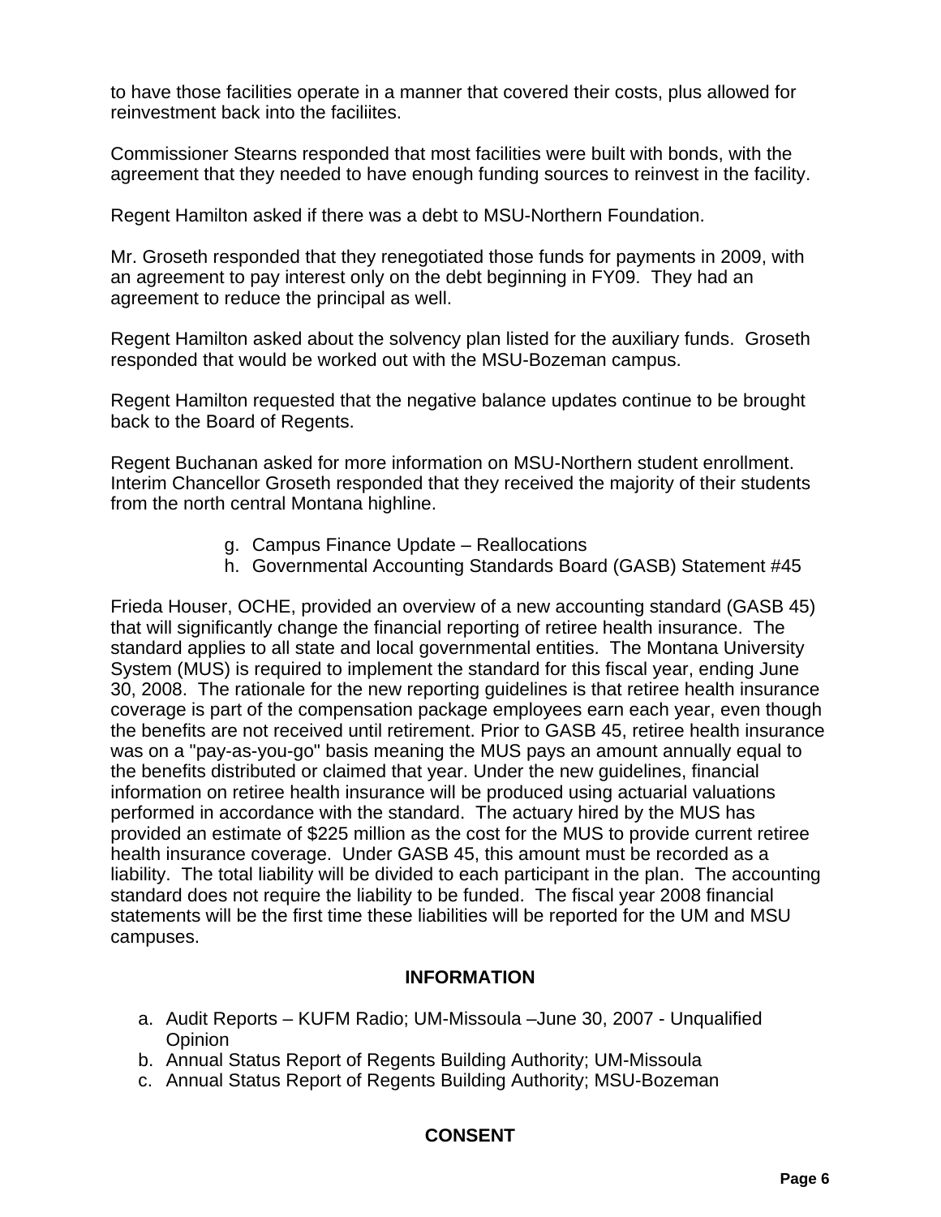to have those facilities operate in a manner that covered their costs, plus allowed for reinvestment back into the faciliites.

Commissioner Stearns responded that most facilities were built with bonds, with the agreement that they needed to have enough funding sources to reinvest in the facility.

Regent Hamilton asked if there was a debt to MSU-Northern Foundation.

Mr. Groseth responded that they renegotiated those funds for payments in 2009, with an agreement to pay interest only on the debt beginning in FY09. They had an agreement to reduce the principal as well.

Regent Hamilton asked about the solvency plan listed for the auxiliary funds. Groseth responded that would be worked out with the MSU-Bozeman campus.

Regent Hamilton requested that the negative balance updates continue to be brought back to the Board of Regents.

Regent Buchanan asked for more information on MSU-Northern student enrollment. Interim Chancellor Groseth responded that they received the majority of their students from the north central Montana highline.

g. Campus Finance Update – Reallocations
h. Governmental Accounting Standards Board (GASB) Statement #45

Frieda Houser, OCHE, provided an overview of a new accounting standard (GASB 45) that will significantly change the financial reporting of retiree health insurance. The standard applies to all state and local governmental entities. The Montana University System (MUS) is required to implement the standard for this fiscal year, ending June 30, 2008. The rationale for the new reporting guidelines is that retiree health insurance coverage is part of the compensation package employees earn each year, even though the benefits are not received until retirement. Prior to GASB 45, retiree health insurance was on a "pay-as-you-go" basis meaning the MUS pays an amount annually equal to the benefits distributed or claimed that year. Under the new guidelines, financial information on retiree health insurance will be produced using actuarial valuations performed in accordance with the standard. The actuary hired by the MUS has provided an estimate of $225 million as the cost for the MUS to provide current retiree health insurance coverage. Under GASB 45, this amount must be recorded as a liability. The total liability will be divided to each participant in the plan. The accounting standard does not require the liability to be funded. The fiscal year 2008 financial statements will be the first time these liabilities will be reported for the UM and MSU campuses.

## INFORMATION

a. Audit Reports – KUFM Radio; UM-Missoula –June 30, 2007 - Unqualified Opinion
b. Annual Status Report of Regents Building Authority; UM-Missoula
c. Annual Status Report of Regents Building Authority; MSU-Bozeman

## CONSENT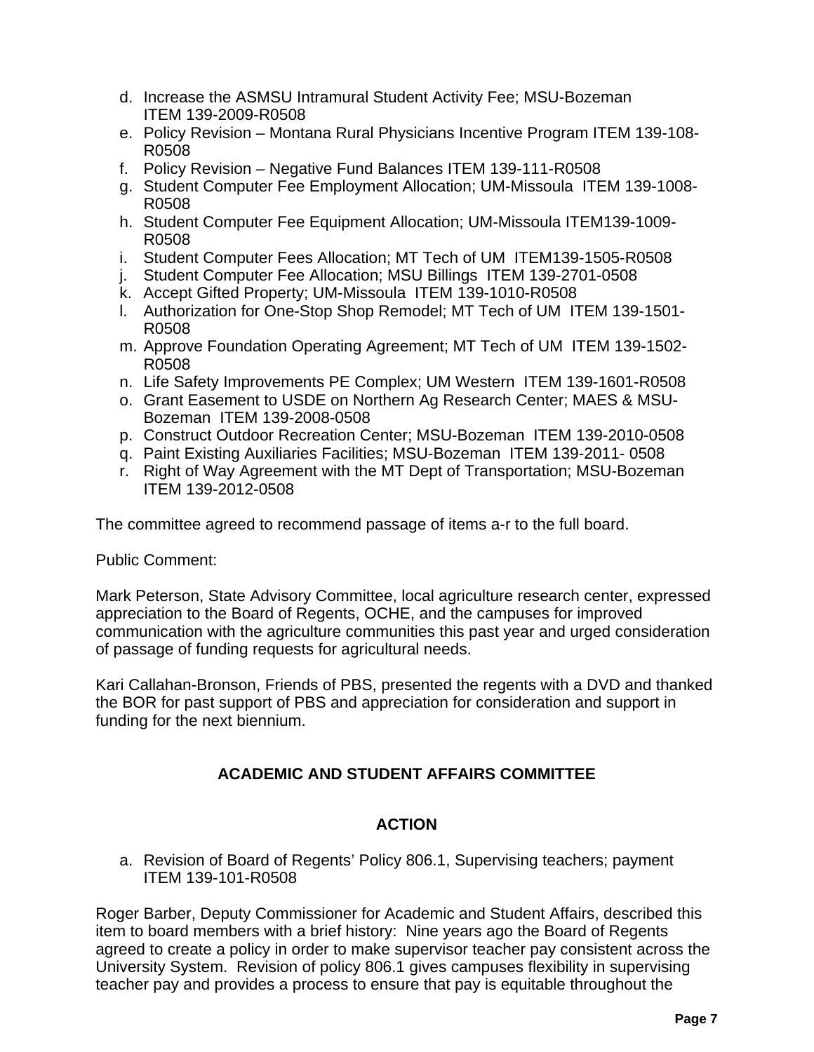d. Increase the ASMSU Intramural Student Activity Fee; MSU-Bozeman ITEM 139-2009-R0508
e. Policy Revision – Montana Rural Physicians Incentive Program ITEM 139-108-R0508
f. Policy Revision – Negative Fund Balances ITEM 139-111-R0508
g. Student Computer Fee Employment Allocation; UM-Missoula ITEM 139-1008-R0508
h. Student Computer Fee Equipment Allocation; UM-Missoula ITEM139-1009-R0508
i. Student Computer Fees Allocation; MT Tech of UM ITEM139-1505-R0508
j. Student Computer Fee Allocation; MSU Billings ITEM 139-2701-0508
k. Accept Gifted Property; UM-Missoula ITEM 139-1010-R0508
l. Authorization for One-Stop Shop Remodel; MT Tech of UM ITEM 139-1501-R0508
m. Approve Foundation Operating Agreement; MT Tech of UM ITEM 139-1502-R0508
n. Life Safety Improvements PE Complex; UM Western ITEM 139-1601-R0508
o. Grant Easement to USDE on Northern Ag Research Center; MAES & MSU-Bozeman ITEM 139-2008-0508
p. Construct Outdoor Recreation Center; MSU-Bozeman ITEM 139-2010-0508
q. Paint Existing Auxiliaries Facilities; MSU-Bozeman ITEM 139-2011- 0508
r. Right of Way Agreement with the MT Dept of Transportation; MSU-Bozeman ITEM 139-2012-0508

The committee agreed to recommend passage of items a-r to the full board.

Public Comment:

Mark Peterson, State Advisory Committee, local agriculture research center, expressed appreciation to the Board of Regents, OCHE, and the campuses for improved communication with the agriculture communities this past year and urged consideration of passage of funding requests for agricultural needs.

Kari Callahan-Bronson, Friends of PBS, presented the regents with a DVD and thanked the BOR for past support of PBS and appreciation for consideration and support in funding for the next biennium.

## ACADEMIC AND STUDENT AFFAIRS COMMITTEE

### ACTION

a. Revision of Board of Regents' Policy 806.1, Supervising teachers; payment ITEM 139-101-R0508

Roger Barber, Deputy Commissioner for Academic and Student Affairs, described this item to board members with a brief history: Nine years ago the Board of Regents agreed to create a policy in order to make supervisor teacher pay consistent across the University System. Revision of policy 806.1 gives campuses flexibility in supervising teacher pay and provides a process to ensure that pay is equitable throughout the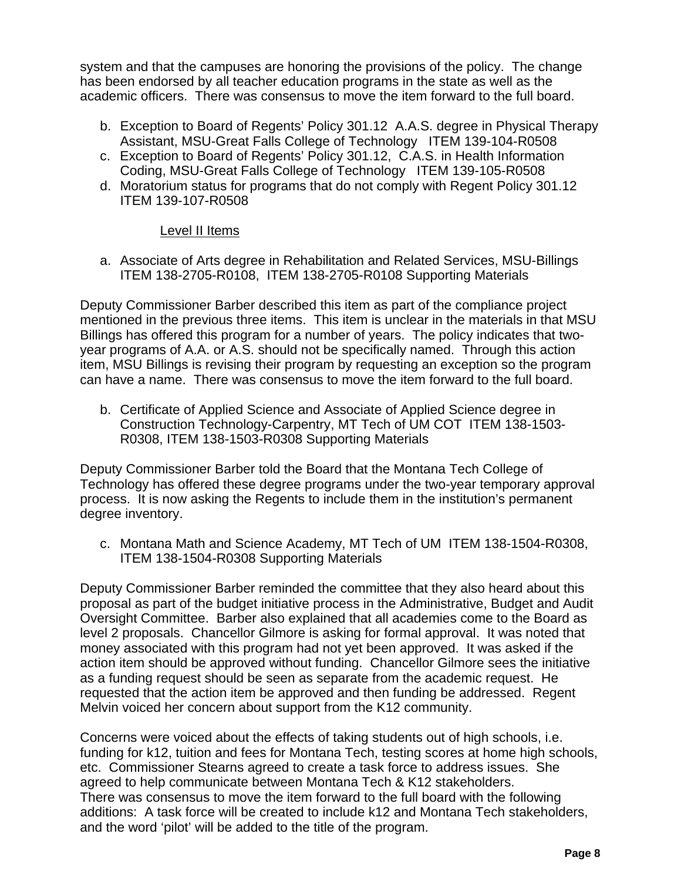system and that the campuses are honoring the provisions of the policy. The change has been endorsed by all teacher education programs in the state as well as the academic officers. There was consensus to move the item forward to the full board.

b. Exception to Board of Regents' Policy 301.12 A.A.S. degree in Physical Therapy Assistant, MSU-Great Falls College of Technology ITEM 139-104-R0508
c. Exception to Board of Regents' Policy 301.12, C.A.S. in Health Information Coding, MSU-Great Falls College of Technology ITEM 139-105-R0508
d. Moratorium status for programs that do not comply with Regent Policy 301.12 ITEM 139-107-R0508

Level II Items

a. Associate of Arts degree in Rehabilitation and Related Services, MSU-Billings ITEM 138-2705-R0108, ITEM 138-2705-R0108 Supporting Materials

Deputy Commissioner Barber described this item as part of the compliance project mentioned in the previous three items. This item is unclear in the materials in that MSU Billings has offered this program for a number of years. The policy indicates that two-year programs of A.A. or A.S. should not be specifically named. Through this action item, MSU Billings is revising their program by requesting an exception so the program can have a name. There was consensus to move the item forward to the full board.

b. Certificate of Applied Science and Associate of Applied Science degree in Construction Technology-Carpentry, MT Tech of UM COT ITEM 138-1503-R0308, ITEM 138-1503-R0308 Supporting Materials

Deputy Commissioner Barber told the Board that the Montana Tech College of Technology has offered these degree programs under the two-year temporary approval process. It is now asking the Regents to include them in the institution's permanent degree inventory.

c. Montana Math and Science Academy, MT Tech of UM ITEM 138-1504-R0308, ITEM 138-1504-R0308 Supporting Materials

Deputy Commissioner Barber reminded the committee that they also heard about this proposal as part of the budget initiative process in the Administrative, Budget and Audit Oversight Committee. Barber also explained that all academies come to the Board as level 2 proposals. Chancellor Gilmore is asking for formal approval. It was noted that money associated with this program had not yet been approved. It was asked if the action item should be approved without funding. Chancellor Gilmore sees the initiative as a funding request should be seen as separate from the academic request. He requested that the action item be approved and then funding be addressed. Regent Melvin voiced her concern about support from the K12 community.

Concerns were voiced about the effects of taking students out of high schools, i.e. funding for k12, tuition and fees for Montana Tech, testing scores at home high schools, etc. Commissioner Stearns agreed to create a task force to address issues. She agreed to help communicate between Montana Tech & K12 stakeholders.
There was consensus to move the item forward to the full board with the following additions: A task force will be created to include k12 and Montana Tech stakeholders, and the word 'pilot' will be added to the title of the program.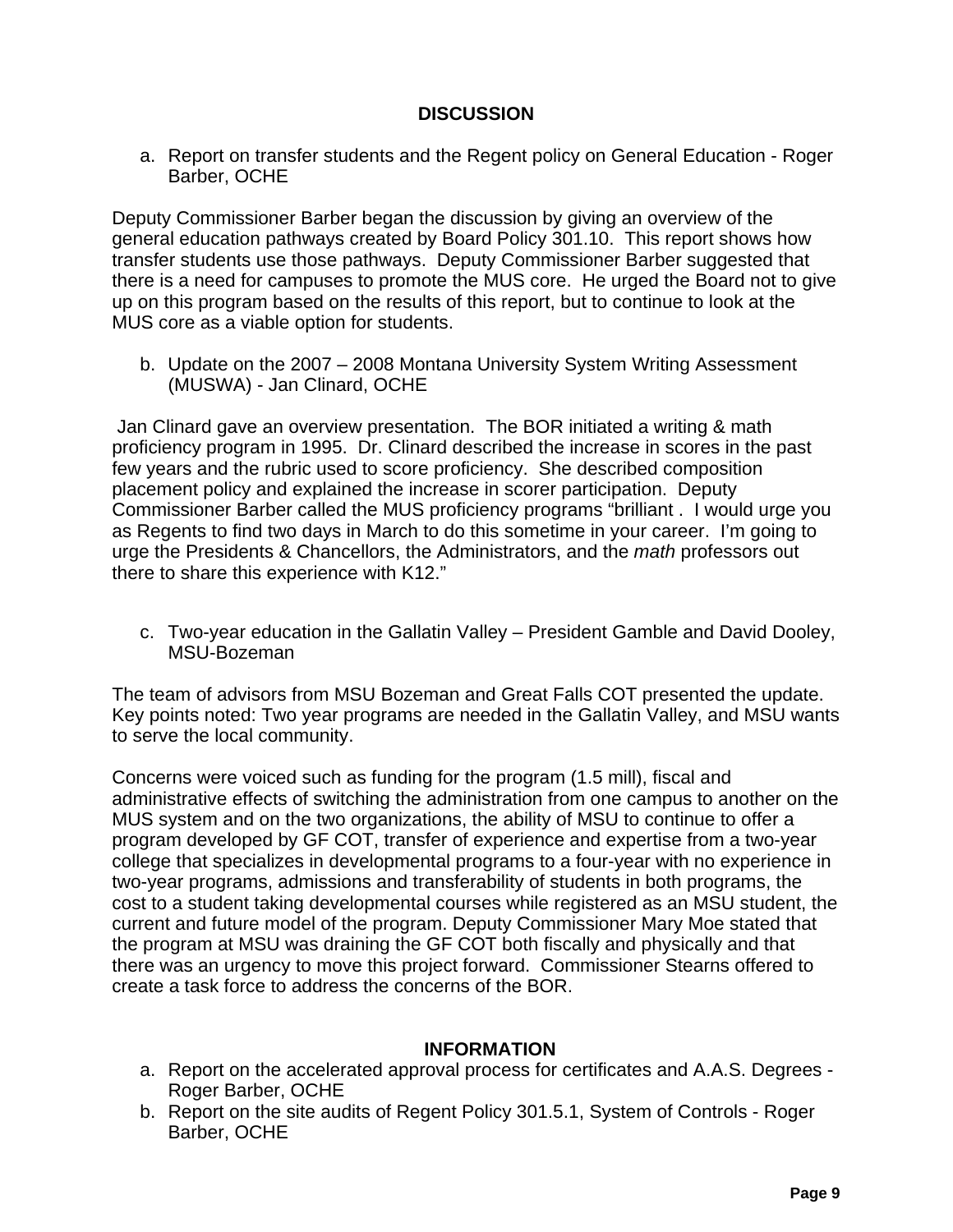## DISCUSSION

a. Report on transfer students and the Regent policy on General Education - Roger Barber, OCHE

Deputy Commissioner Barber began the discussion by giving an overview of the general education pathways created by Board Policy 301.10. This report shows how transfer students use those pathways. Deputy Commissioner Barber suggested that there is a need for campuses to promote the MUS core. He urged the Board not to give up on this program based on the results of this report, but to continue to look at the MUS core as a viable option for students.

b. Update on the 2007 – 2008 Montana University System Writing Assessment (MUSWA) - Jan Clinard, OCHE

Jan Clinard gave an overview presentation. The BOR initiated a writing & math proficiency program in 1995. Dr. Clinard described the increase in scores in the past few years and the rubric used to score proficiency. She described composition placement policy and explained the increase in scorer participation. Deputy Commissioner Barber called the MUS proficiency programs “brilliant . I would urge you as Regents to find two days in March to do this sometime in your career. I’m going to urge the Presidents & Chancellors, the Administrators, and the *math* professors out there to share this experience with K12.”

c. Two-year education in the Gallatin Valley – President Gamble and David Dooley, MSU-Bozeman

The team of advisors from MSU Bozeman and Great Falls COT presented the update. Key points noted: Two year programs are needed in the Gallatin Valley, and MSU wants to serve the local community.

Concerns were voiced such as funding for the program (1.5 mill), fiscal and administrative effects of switching the administration from one campus to another on the MUS system and on the two organizations, the ability of MSU to continue to offer a program developed by GF COT, transfer of experience and expertise from a two-year college that specializes in developmental programs to a four-year with no experience in two-year programs, admissions and transferability of students in both programs, the cost to a student taking developmental courses while registered as an MSU student, the current and future model of the program. Deputy Commissioner Mary Moe stated that the program at MSU was draining the GF COT both fiscally and physically and that there was an urgency to move this project forward. Commissioner Stearns offered to create a task force to address the concerns of the BOR.

## INFORMATION

a. Report on the accelerated approval process for certificates and A.A.S. Degrees - Roger Barber, OCHE
b. Report on the site audits of Regent Policy 301.5.1, System of Controls - Roger Barber, OCHE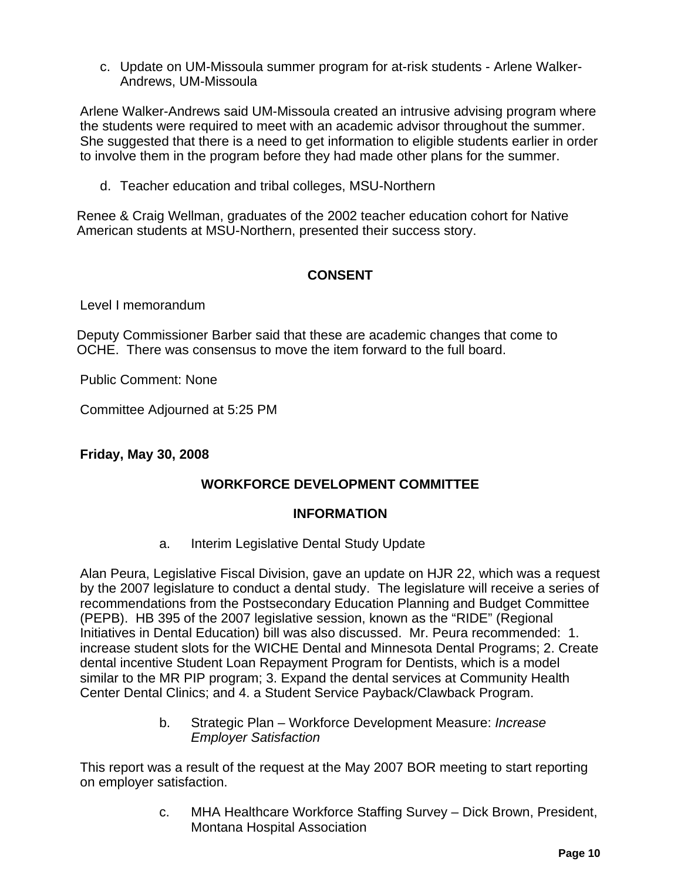c. Update on UM-Missoula summer program for at-risk students - Arlene Walker-Andrews, UM-Missoula

Arlene Walker-Andrews said UM-Missoula created an intrusive advising program where the students were required to meet with an academic advisor throughout the summer. She suggested that there is a need to get information to eligible students earlier in order to involve them in the program before they had made other plans for the summer.

d. Teacher education and tribal colleges, MSU-Northern

Renee & Craig Wellman, graduates of the 2002 teacher education cohort for Native American students at MSU-Northern, presented their success story.

**CONSENT**

Level I memorandum

Deputy Commissioner Barber said that these are academic changes that come to OCHE. There was consensus to move the item forward to the full board.

Public Comment: None

Committee Adjourned at 5:25 PM

**Friday, May 30, 2008**

**WORKFORCE DEVELOPMENT COMMITTEE**

**INFORMATION**

a. Interim Legislative Dental Study Update

Alan Peura, Legislative Fiscal Division, gave an update on HJR 22, which was a request by the 2007 legislature to conduct a dental study. The legislature will receive a series of recommendations from the Postsecondary Education Planning and Budget Committee (PEPB). HB 395 of the 2007 legislative session, known as the "RIDE" (Regional Initiatives in Dental Education) bill was also discussed. Mr. Peura recommended: 1. increase student slots for the WICHE Dental and Minnesota Dental Programs; 2. Create dental incentive Student Loan Repayment Program for Dentists, which is a model similar to the MR PIP program; 3. Expand the dental services at Community Health Center Dental Clinics; and 4. a Student Service Payback/Clawback Program.

b. Strategic Plan – Workforce Development Measure: *Increase Employer Satisfaction*

This report was a result of the request at the May 2007 BOR meeting to start reporting on employer satisfaction.

c. MHA Healthcare Workforce Staffing Survey – Dick Brown, President, Montana Hospital Association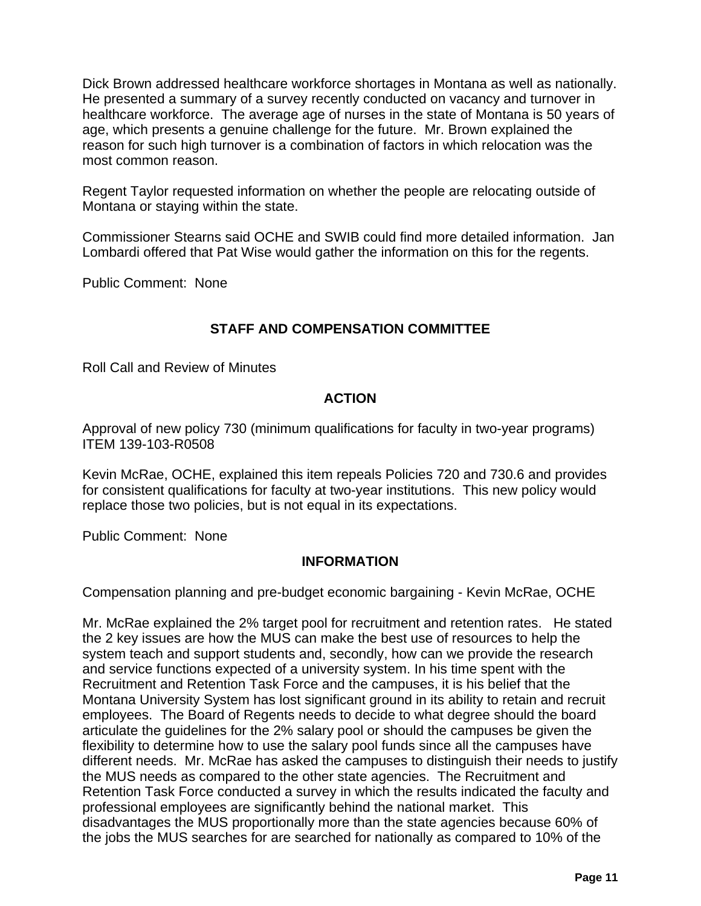Dick Brown addressed healthcare workforce shortages in Montana as well as nationally. He presented a summary of a survey recently conducted on vacancy and turnover in healthcare workforce. The average age of nurses in the state of Montana is 50 years of age, which presents a genuine challenge for the future. Mr. Brown explained the reason for such high turnover is a combination of factors in which relocation was the most common reason.

Regent Taylor requested information on whether the people are relocating outside of Montana or staying within the state.

Commissioner Stearns said OCHE and SWIB could find more detailed information. Jan Lombardi offered that Pat Wise would gather the information on this for the regents.

Public Comment: None

## STAFF AND COMPENSATION COMMITTEE

Roll Call and Review of Minutes

### ACTION

Approval of new policy 730 (minimum qualifications for faculty in two-year programs) ITEM 139-103-R0508

Kevin McRae, OCHE, explained this item repeals Policies 720 and 730.6 and provides for consistent qualifications for faculty at two-year institutions. This new policy would replace those two policies, but is not equal in its expectations.

Public Comment: None

### INFORMATION

Compensation planning and pre-budget economic bargaining - Kevin McRae, OCHE

Mr. McRae explained the 2% target pool for recruitment and retention rates. He stated the 2 key issues are how the MUS can make the best use of resources to help the system teach and support students and, secondly, how can we provide the research and service functions expected of a university system. In his time spent with the Recruitment and Retention Task Force and the campuses, it is his belief that the Montana University System has lost significant ground in its ability to retain and recruit employees. The Board of Regents needs to decide to what degree should the board articulate the guidelines for the 2% salary pool or should the campuses be given the flexibility to determine how to use the salary pool funds since all the campuses have different needs. Mr. McRae has asked the campuses to distinguish their needs to justify the MUS needs as compared to the other state agencies. The Recruitment and Retention Task Force conducted a survey in which the results indicated the faculty and professional employees are significantly behind the national market. This disadvantages the MUS proportionally more than the state agencies because 60% of the jobs the MUS searches for are searched for nationally as compared to 10% of the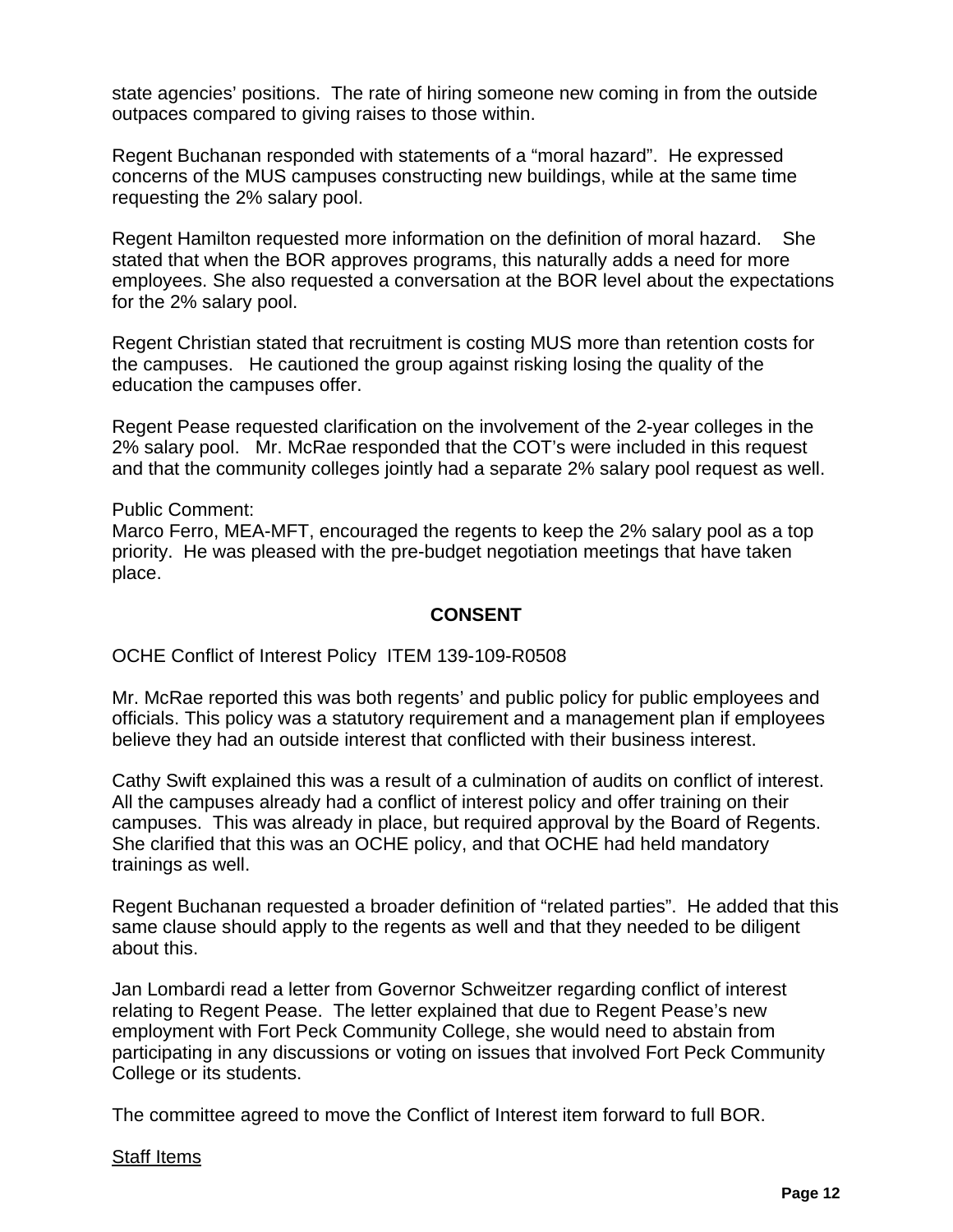state agencies' positions. The rate of hiring someone new coming in from the outside outpaces compared to giving raises to those within.

Regent Buchanan responded with statements of a "moral hazard". He expressed concerns of the MUS campuses constructing new buildings, while at the same time requesting the 2% salary pool.

Regent Hamilton requested more information on the definition of moral hazard. She stated that when the BOR approves programs, this naturally adds a need for more employees. She also requested a conversation at the BOR level about the expectations for the 2% salary pool.

Regent Christian stated that recruitment is costing MUS more than retention costs for the campuses. He cautioned the group against risking losing the quality of the education the campuses offer.

Regent Pease requested clarification on the involvement of the 2-year colleges in the 2% salary pool. Mr. McRae responded that the COT's were included in this request and that the community colleges jointly had a separate 2% salary pool request as well.

Public Comment:
Marco Ferro, MEA-MFT, encouraged the regents to keep the 2% salary pool as a top priority. He was pleased with the pre-budget negotiation meetings that have taken place.

**CONSENT**

OCHE Conflict of Interest Policy ITEM 139-109-R0508

Mr. McRae reported this was both regents' and public policy for public employees and officials. This policy was a statutory requirement and a management plan if employees believe they had an outside interest that conflicted with their business interest.

Cathy Swift explained this was a result of a culmination of audits on conflict of interest. All the campuses already had a conflict of interest policy and offer training on their campuses. This was already in place, but required approval by the Board of Regents. She clarified that this was an OCHE policy, and that OCHE had held mandatory trainings as well.

Regent Buchanan requested a broader definition of "related parties". He added that this same clause should apply to the regents as well and that they needed to be diligent about this.

Jan Lombardi read a letter from Governor Schweitzer regarding conflict of interest relating to Regent Pease. The letter explained that due to Regent Pease's new employment with Fort Peck Community College, she would need to abstain from participating in any discussions or voting on issues that involved Fort Peck Community College or its students.

The committee agreed to move the Conflict of Interest item forward to full BOR.

Staff Items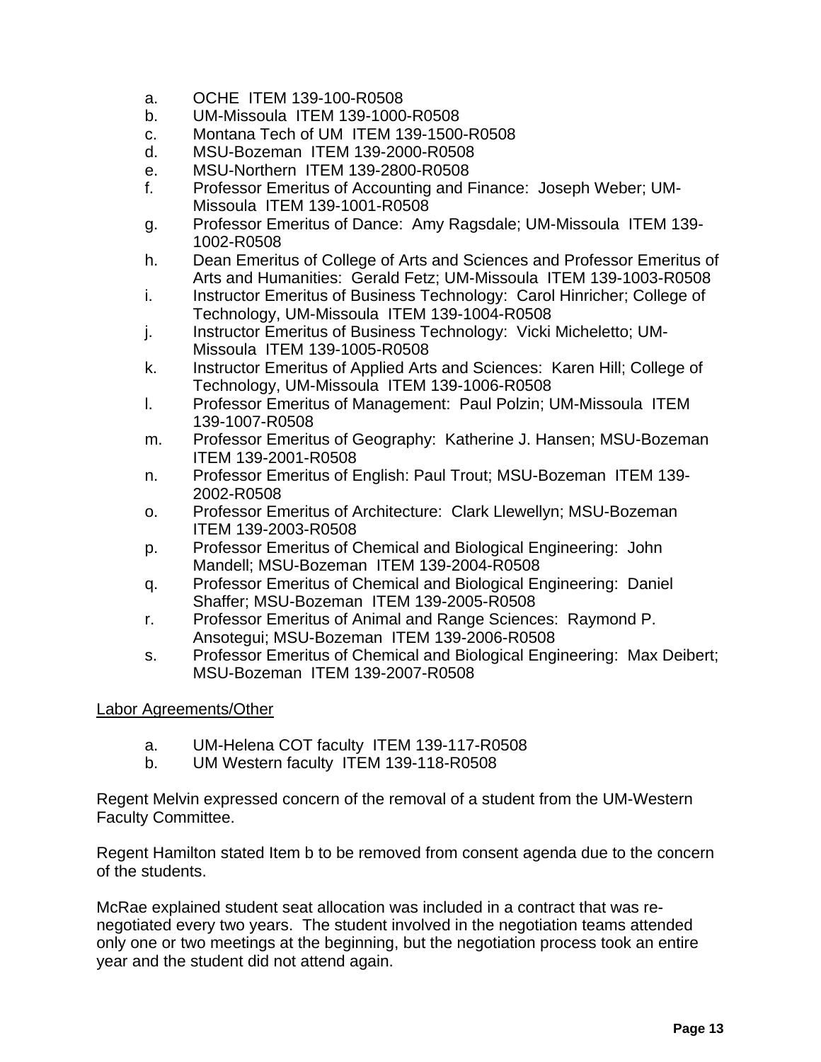a. OCHE ITEM 139-100-R0508
b. UM-Missoula ITEM 139-1000-R0508
c. Montana Tech of UM ITEM 139-1500-R0508
d. MSU-Bozeman ITEM 139-2000-R0508
e. MSU-Northern ITEM 139-2800-R0508
f. Professor Emeritus of Accounting and Finance: Joseph Weber; UM-Missoula ITEM 139-1001-R0508
g. Professor Emeritus of Dance: Amy Ragsdale; UM-Missoula ITEM 139-1002-R0508
h. Dean Emeritus of College of Arts and Sciences and Professor Emeritus of Arts and Humanities: Gerald Fetz; UM-Missoula ITEM 139-1003-R0508
i. Instructor Emeritus of Business Technology: Carol Hinricher; College of Technology, UM-Missoula ITEM 139-1004-R0508
j. Instructor Emeritus of Business Technology: Vicki Micheletto; UM-Missoula ITEM 139-1005-R0508
k. Instructor Emeritus of Applied Arts and Sciences: Karen Hill; College of Technology, UM-Missoula ITEM 139-1006-R0508
l. Professor Emeritus of Management: Paul Polzin; UM-Missoula ITEM 139-1007-R0508
m. Professor Emeritus of Geography: Katherine J. Hansen; MSU-Bozeman ITEM 139-2001-R0508
n. Professor Emeritus of English: Paul Trout; MSU-Bozeman ITEM 139-2002-R0508
o. Professor Emeritus of Architecture: Clark Llewellyn; MSU-Bozeman ITEM 139-2003-R0508
p. Professor Emeritus of Chemical and Biological Engineering: John Mandell; MSU-Bozeman ITEM 139-2004-R0508
q. Professor Emeritus of Chemical and Biological Engineering: Daniel Shaffer; MSU-Bozeman ITEM 139-2005-R0508
r. Professor Emeritus of Animal and Range Sciences: Raymond P. Ansotegui; MSU-Bozeman ITEM 139-2006-R0508
s. Professor Emeritus of Chemical and Biological Engineering: Max Deibert; MSU-Bozeman ITEM 139-2007-R0508

Labor Agreements/Other

a. UM-Helena COT faculty ITEM 139-117-R0508
b. UM Western faculty ITEM 139-118-R0508

Regent Melvin expressed concern of the removal of a student from the UM-Western Faculty Committee.

Regent Hamilton stated Item b to be removed from consent agenda due to the concern of the students.

McRae explained student seat allocation was included in a contract that was re-negotiated every two years. The student involved in the negotiation teams attended only one or two meetings at the beginning, but the negotiation process took an entire year and the student did not attend again.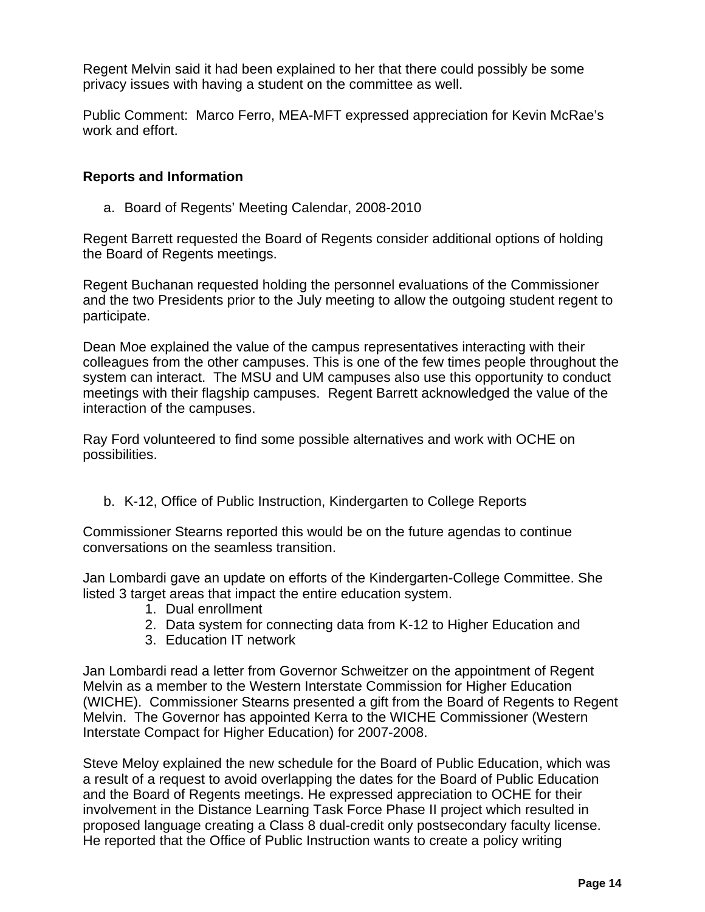Regent Melvin said it had been explained to her that there could possibly be some privacy issues with having a student on the committee as well.

Public Comment: Marco Ferro, MEA-MFT expressed appreciation for Kevin McRae's work and effort.

**Reports and Information**

a. Board of Regents' Meeting Calendar, 2008-2010

Regent Barrett requested the Board of Regents consider additional options of holding the Board of Regents meetings.

Regent Buchanan requested holding the personnel evaluations of the Commissioner and the two Presidents prior to the July meeting to allow the outgoing student regent to participate.

Dean Moe explained the value of the campus representatives interacting with their colleagues from the other campuses. This is one of the few times people throughout the system can interact. The MSU and UM campuses also use this opportunity to conduct meetings with their flagship campuses. Regent Barrett acknowledged the value of the interaction of the campuses.

Ray Ford volunteered to find some possible alternatives and work with OCHE on possibilities.

b. K-12, Office of Public Instruction, Kindergarten to College Reports

Commissioner Stearns reported this would be on the future agendas to continue conversations on the seamless transition.

Jan Lombardi gave an update on efforts of the Kindergarten-College Committee. She listed 3 target areas that impact the entire education system.

1. Dual enrollment
2. Data system for connecting data from K-12 to Higher Education and
3. Education IT network

Jan Lombardi read a letter from Governor Schweitzer on the appointment of Regent Melvin as a member to the Western Interstate Commission for Higher Education (WICHE). Commissioner Stearns presented a gift from the Board of Regents to Regent Melvin. The Governor has appointed Kerra to the WICHE Commissioner (Western Interstate Compact for Higher Education) for 2007-2008.

Steve Meloy explained the new schedule for the Board of Public Education, which was a result of a request to avoid overlapping the dates for the Board of Public Education and the Board of Regents meetings. He expressed appreciation to OCHE for their involvement in the Distance Learning Task Force Phase II project which resulted in proposed language creating a Class 8 dual-credit only postsecondary faculty license. He reported that the Office of Public Instruction wants to create a policy writing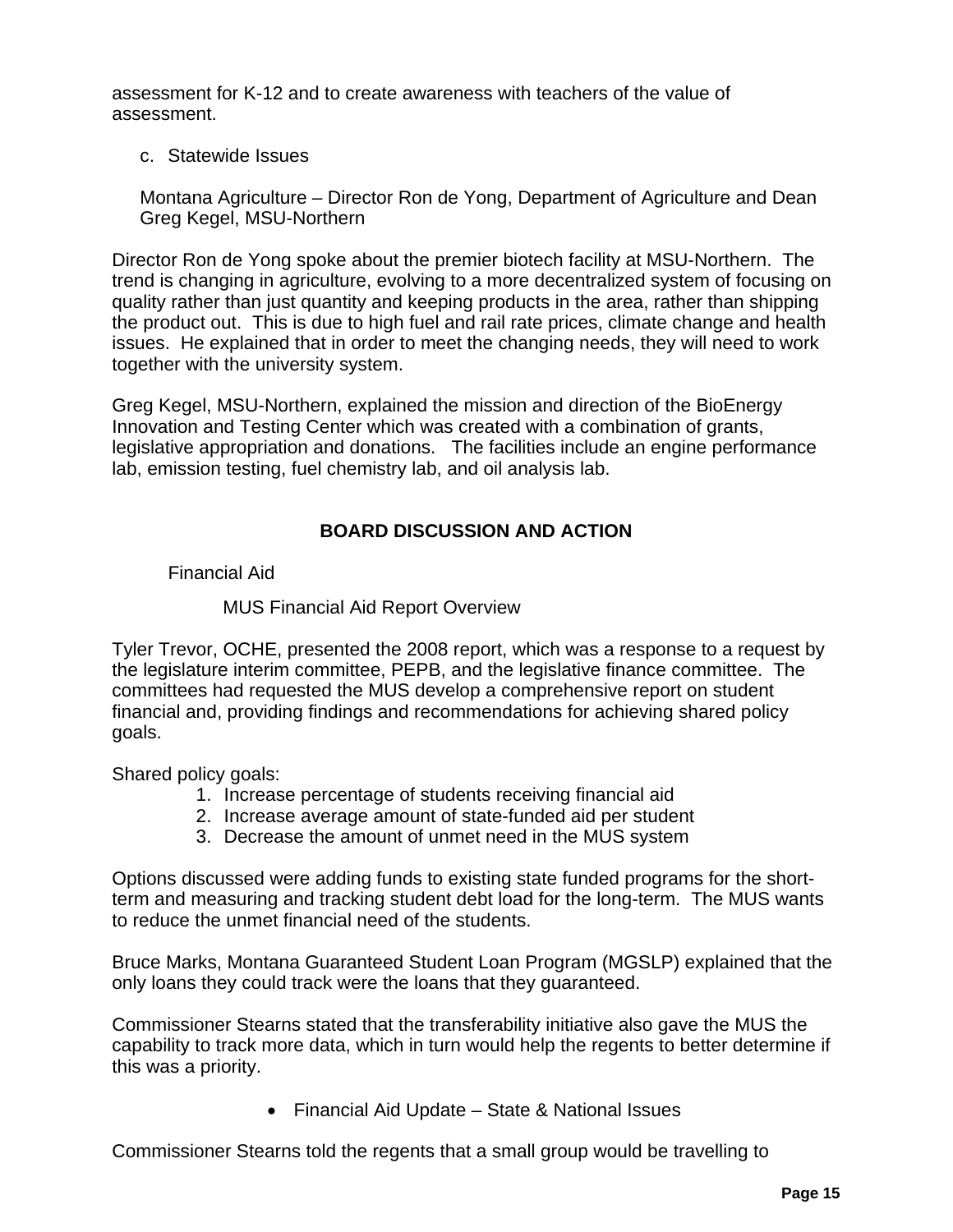assessment for K-12 and to create awareness with teachers of the value of assessment.

c. Statewide Issues

Montana Agriculture – Director Ron de Yong, Department of Agriculture and Dean Greg Kegel, MSU-Northern

Director Ron de Yong spoke about the premier biotech facility at MSU-Northern. The trend is changing in agriculture, evolving to a more decentralized system of focusing on quality rather than just quantity and keeping products in the area, rather than shipping the product out. This is due to high fuel and rail rate prices, climate change and health issues. He explained that in order to meet the changing needs, they will need to work together with the university system.

Greg Kegel, MSU-Northern, explained the mission and direction of the BioEnergy Innovation and Testing Center which was created with a combination of grants, legislative appropriation and donations. The facilities include an engine performance lab, emission testing, fuel chemistry lab, and oil analysis lab.

## BOARD DISCUSSION AND ACTION

Financial Aid

MUS Financial Aid Report Overview

Tyler Trevor, OCHE, presented the 2008 report, which was a response to a request by the legislature interim committee, PEPB, and the legislative finance committee. The committees had requested the MUS develop a comprehensive report on student financial and, providing findings and recommendations for achieving shared policy goals.

Shared policy goals:

1. Increase percentage of students receiving financial aid
2. Increase average amount of state-funded aid per student
3. Decrease the amount of unmet need in the MUS system

Options discussed were adding funds to existing state funded programs for the short-term and measuring and tracking student debt load for the long-term. The MUS wants to reduce the unmet financial need of the students.

Bruce Marks, Montana Guaranteed Student Loan Program (MGSLP) explained that the only loans they could track were the loans that they guaranteed.

Commissioner Stearns stated that the transferability initiative also gave the MUS the capability to track more data, which in turn would help the regents to better determine if this was a priority.

- Financial Aid Update – State & National Issues

Commissioner Stearns told the regents that a small group would be travelling to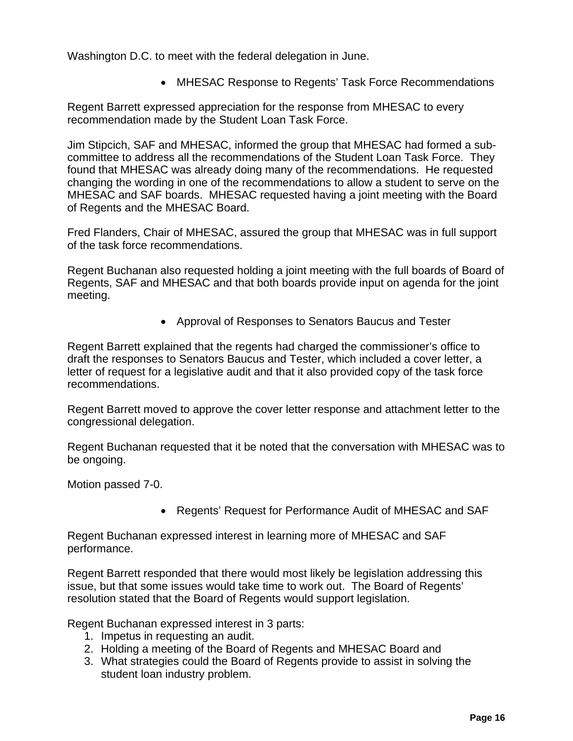Washington D.C. to meet with the federal delegation in June.

- MHESAC Response to Regents' Task Force Recommendations

Regent Barrett expressed appreciation for the response from MHESAC to every recommendation made by the Student Loan Task Force.

Jim Stipcich, SAF and MHESAC, informed the group that MHESAC had formed a sub-committee to address all the recommendations of the Student Loan Task Force. They found that MHESAC was already doing many of the recommendations. He requested changing the wording in one of the recommendations to allow a student to serve on the MHESAC and SAF boards. MHESAC requested having a joint meeting with the Board of Regents and the MHESAC Board.

Fred Flanders, Chair of MHESAC, assured the group that MHESAC was in full support of the task force recommendations.

Regent Buchanan also requested holding a joint meeting with the full boards of Board of Regents, SAF and MHESAC and that both boards provide input on agenda for the joint meeting.

- Approval of Responses to Senators Baucus and Tester

Regent Barrett explained that the regents had charged the commissioner's office to draft the responses to Senators Baucus and Tester, which included a cover letter, a letter of request for a legislative audit and that it also provided copy of the task force recommendations.

Regent Barrett moved to approve the cover letter response and attachment letter to the congressional delegation.

Regent Buchanan requested that it be noted that the conversation with MHESAC was to be ongoing.

Motion passed 7-0.

- Regents' Request for Performance Audit of MHESAC and SAF

Regent Buchanan expressed interest in learning more of MHESAC and SAF performance.

Regent Barrett responded that there would most likely be legislation addressing this issue, but that some issues would take time to work out. The Board of Regents' resolution stated that the Board of Regents would support legislation.

Regent Buchanan expressed interest in 3 parts:

1. Impetus in requesting an audit.
2. Holding a meeting of the Board of Regents and MHESAC Board and
3. What strategies could the Board of Regents provide to assist in solving the student loan industry problem.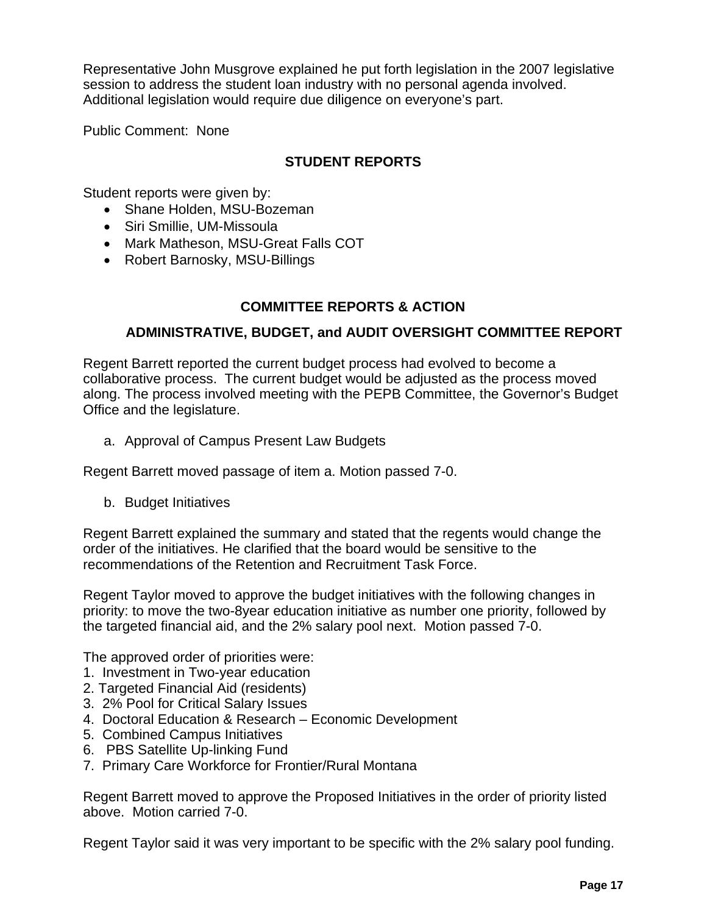Representative John Musgrove explained he put forth legislation in the 2007 legislative session to address the student loan industry with no personal agenda involved. Additional legislation would require due diligence on everyone's part.

Public Comment: None

## STUDENT REPORTS

Student reports were given by:

- Shane Holden, MSU-Bozeman
- Siri Smillie, UM-Missoula
- Mark Matheson, MSU-Great Falls COT
- Robert Barnosky, MSU-Billings

## COMMITTEE REPORTS & ACTION

### ADMINISTRATIVE, BUDGET, and AUDIT OVERSIGHT COMMITTEE REPORT

Regent Barrett reported the current budget process had evolved to become a collaborative process. The current budget would be adjusted as the process moved along. The process involved meeting with the PEPB Committee, the Governor's Budget Office and the legislature.

a. Approval of Campus Present Law Budgets

Regent Barrett moved passage of item a. Motion passed 7-0.

b. Budget Initiatives

Regent Barrett explained the summary and stated that the regents would change the order of the initiatives. He clarified that the board would be sensitive to the recommendations of the Retention and Recruitment Task Force.

Regent Taylor moved to approve the budget initiatives with the following changes in priority: to move the two-8year education initiative as number one priority, followed by the targeted financial aid, and the 2% salary pool next. Motion passed 7-0.

The approved order of priorities were:

1. Investment in Two-year education
2. Targeted Financial Aid (residents)
3. 2% Pool for Critical Salary Issues
4. Doctoral Education & Research – Economic Development
5. Combined Campus Initiatives
6. PBS Satellite Up-linking Fund
7. Primary Care Workforce for Frontier/Rural Montana

Regent Barrett moved to approve the Proposed Initiatives in the order of priority listed above. Motion carried 7-0.

Regent Taylor said it was very important to be specific with the 2% salary pool funding.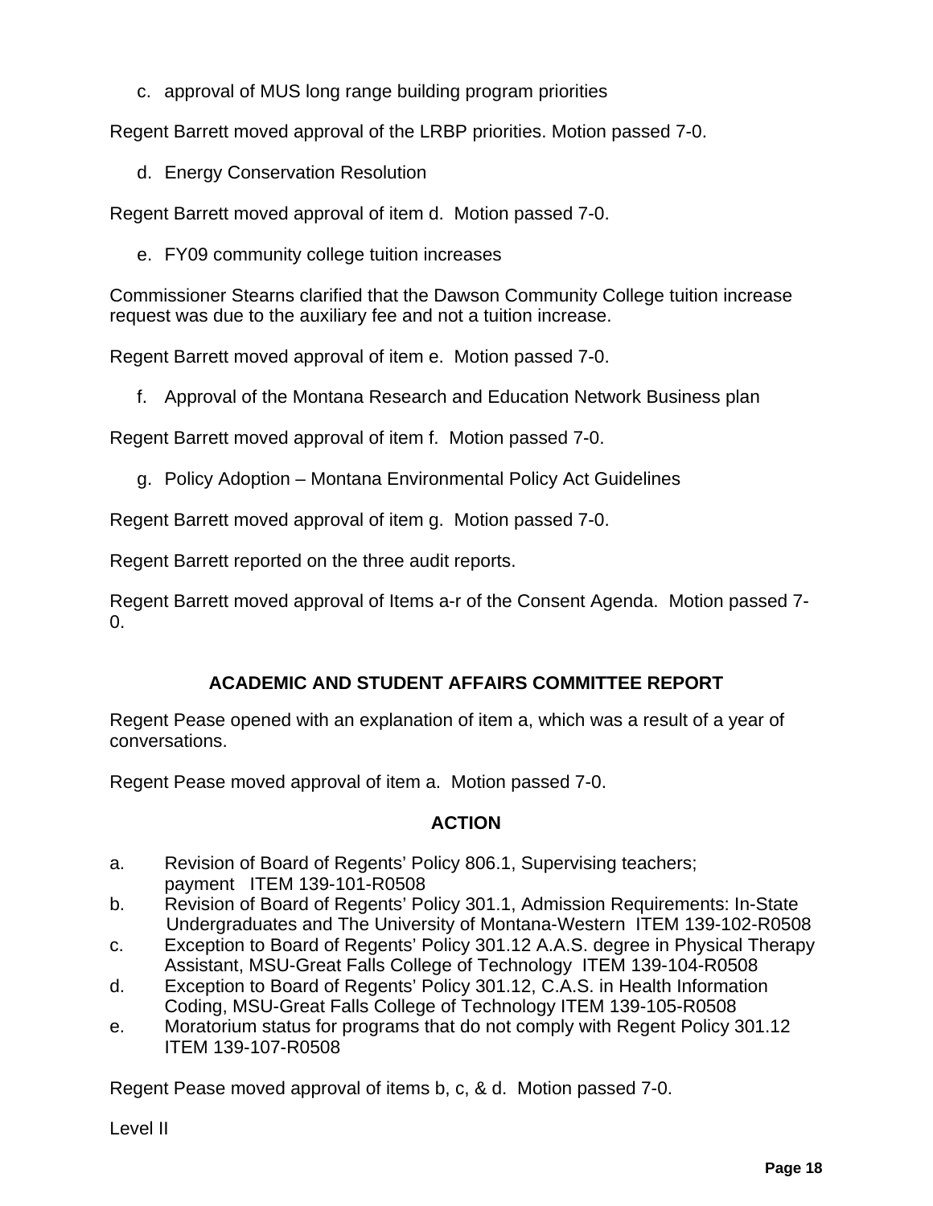c. approval of MUS long range building program priorities

Regent Barrett moved approval of the LRBP priorities. Motion passed 7-0.

d. Energy Conservation Resolution

Regent Barrett moved approval of item d. Motion passed 7-0.

e. FY09 community college tuition increases

Commissioner Stearns clarified that the Dawson Community College tuition increase request was due to the auxiliary fee and not a tuition increase.

Regent Barrett moved approval of item e. Motion passed 7-0.

f. Approval of the Montana Research and Education Network Business plan

Regent Barrett moved approval of item f. Motion passed 7-0.

g. Policy Adoption – Montana Environmental Policy Act Guidelines

Regent Barrett moved approval of item g. Motion passed 7-0.

Regent Barrett reported on the three audit reports.

Regent Barrett moved approval of Items a-r of the Consent Agenda. Motion passed 7-0.

## ACADEMIC AND STUDENT AFFAIRS COMMITTEE REPORT

Regent Pease opened with an explanation of item a, which was a result of a year of conversations.

Regent Pease moved approval of item a. Motion passed 7-0.

### ACTION

a. Revision of Board of Regents' Policy 806.1, Supervising teachers; payment ITEM 139-101-R0508
b. Revision of Board of Regents' Policy 301.1, Admission Requirements: In-State Undergraduates and The University of Montana-Western ITEM 139-102-R0508
c. Exception to Board of Regents' Policy 301.12 A.A.S. degree in Physical Therapy Assistant, MSU-Great Falls College of Technology ITEM 139-104-R0508
d. Exception to Board of Regents' Policy 301.12, C.A.S. in Health Information Coding, MSU-Great Falls College of Technology ITEM 139-105-R0508
e. Moratorium status for programs that do not comply with Regent Policy 301.12 ITEM 139-107-R0508

Regent Pease moved approval of items b, c, & d. Motion passed 7-0.

Level II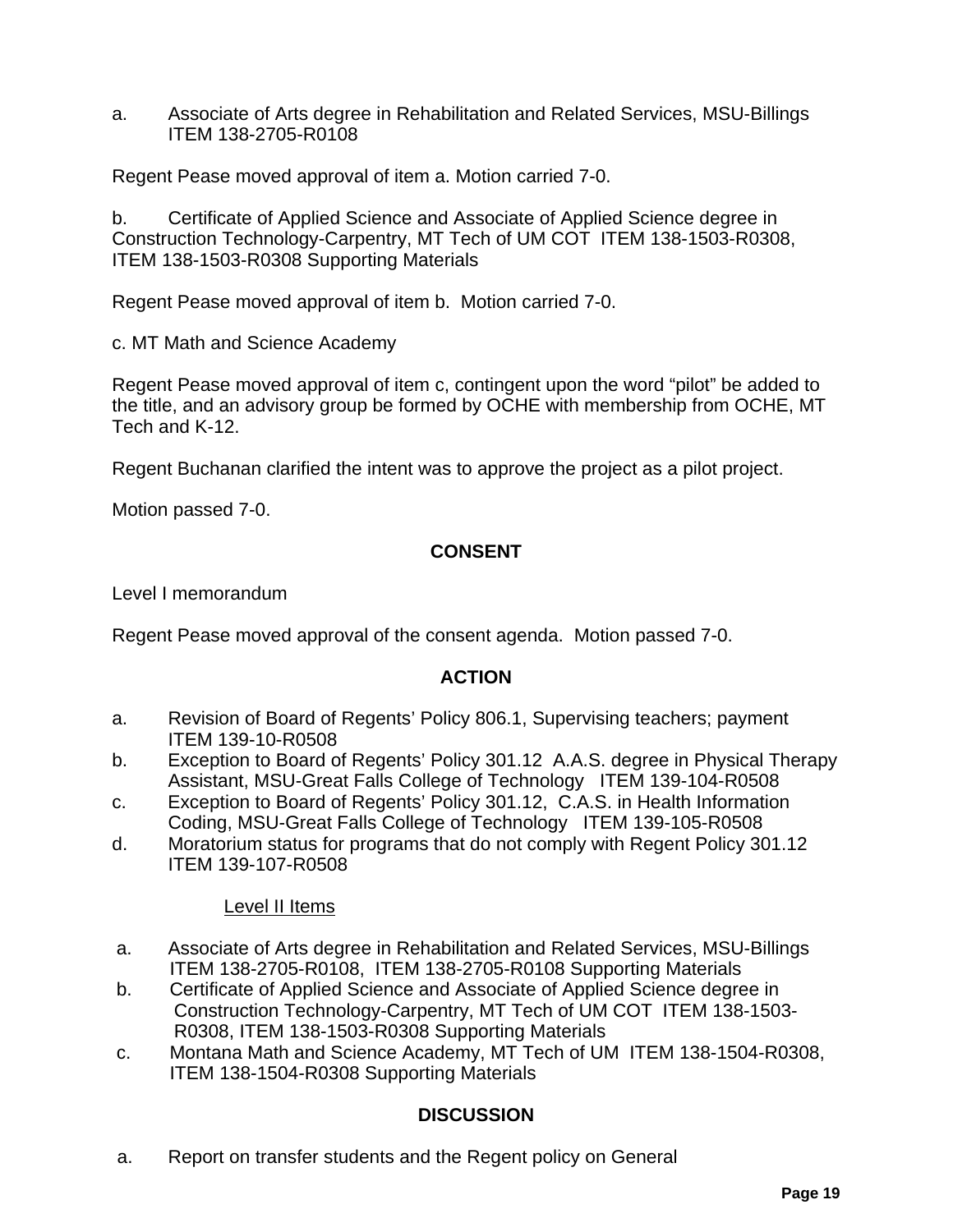a. Associate of Arts degree in Rehabilitation and Related Services, MSU-Billings ITEM 138-2705-R0108

Regent Pease moved approval of item a. Motion carried 7-0.

b. Certificate of Applied Science and Associate of Applied Science degree in Construction Technology-Carpentry, MT Tech of UM COT ITEM 138-1503-R0308, ITEM 138-1503-R0308 Supporting Materials

Regent Pease moved approval of item b. Motion carried 7-0.

c. MT Math and Science Academy

Regent Pease moved approval of item c, contingent upon the word "pilot" be added to the title, and an advisory group be formed by OCHE with membership from OCHE, MT Tech and K-12.

Regent Buchanan clarified the intent was to approve the project as a pilot project.

Motion passed 7-0.

**CONSENT**

Level I memorandum

Regent Pease moved approval of the consent agenda. Motion passed 7-0.

**ACTION**

a. Revision of Board of Regents' Policy 806.1, Supervising teachers; payment ITEM 139-10-R0508
b. Exception to Board of Regents' Policy 301.12 A.A.S. degree in Physical Therapy Assistant, MSU-Great Falls College of Technology ITEM 139-104-R0508
c. Exception to Board of Regents' Policy 301.12, C.A.S. in Health Information Coding, MSU-Great Falls College of Technology ITEM 139-105-R0508
d. Moratorium status for programs that do not comply with Regent Policy 301.12 ITEM 139-107-R0508

Level II Items

a. Associate of Arts degree in Rehabilitation and Related Services, MSU-Billings ITEM 138-2705-R0108, ITEM 138-2705-R0108 Supporting Materials
b. Certificate of Applied Science and Associate of Applied Science degree in Construction Technology-Carpentry, MT Tech of UM COT ITEM 138-1503-R0308, ITEM 138-1503-R0308 Supporting Materials
c. Montana Math and Science Academy, MT Tech of UM ITEM 138-1504-R0308, ITEM 138-1504-R0308 Supporting Materials

**DISCUSSION**

a. Report on transfer students and the Regent policy on General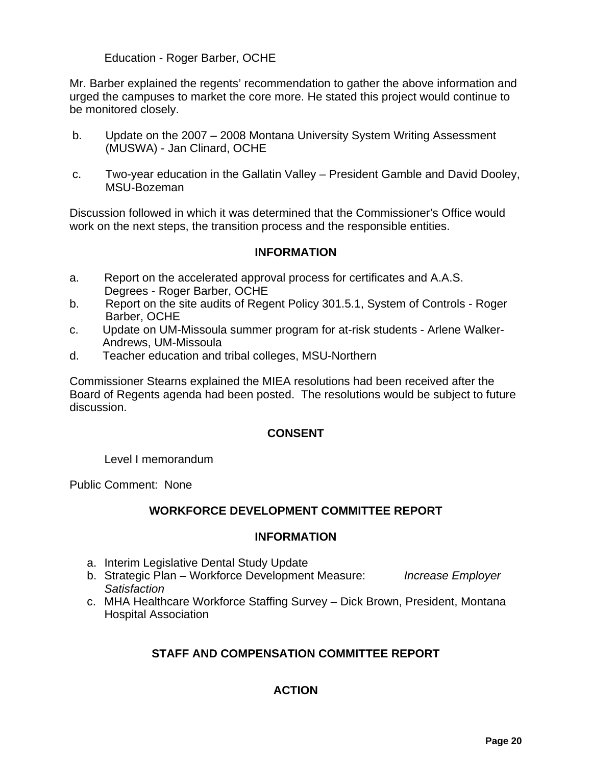Education - Roger Barber, OCHE

Mr. Barber explained the regents' recommendation to gather the above information and urged the campuses to market the core more. He stated this project would continue to be monitored closely.

b. Update on the 2007 – 2008 Montana University System Writing Assessment (MUSWA) - Jan Clinard, OCHE

c. Two-year education in the Gallatin Valley – President Gamble and David Dooley, MSU-Bozeman

Discussion followed in which it was determined that the Commissioner's Office would work on the next steps, the transition process and the responsible entities.

**INFORMATION**

a. Report on the accelerated approval process for certificates and A.A.S. Degrees - Roger Barber, OCHE
b. Report on the site audits of Regent Policy 301.5.1, System of Controls - Roger Barber, OCHE
c. Update on UM-Missoula summer program for at-risk students - Arlene Walker-Andrews, UM-Missoula
d. Teacher education and tribal colleges, MSU-Northern

Commissioner Stearns explained the MIEA resolutions had been received after the Board of Regents agenda had been posted. The resolutions would be subject to future discussion.

**CONSENT**

Level I memorandum

Public Comment: None

## WORKFORCE DEVELOPMENT COMMITTEE REPORT

**INFORMATION**

a. Interim Legislative Dental Study Update
b. Strategic Plan – Workforce Development Measure: *Increase Employer Satisfaction*
c. MHA Healthcare Workforce Staffing Survey – Dick Brown, President, Montana Hospital Association

## STAFF AND COMPENSATION COMMITTEE REPORT

**ACTION**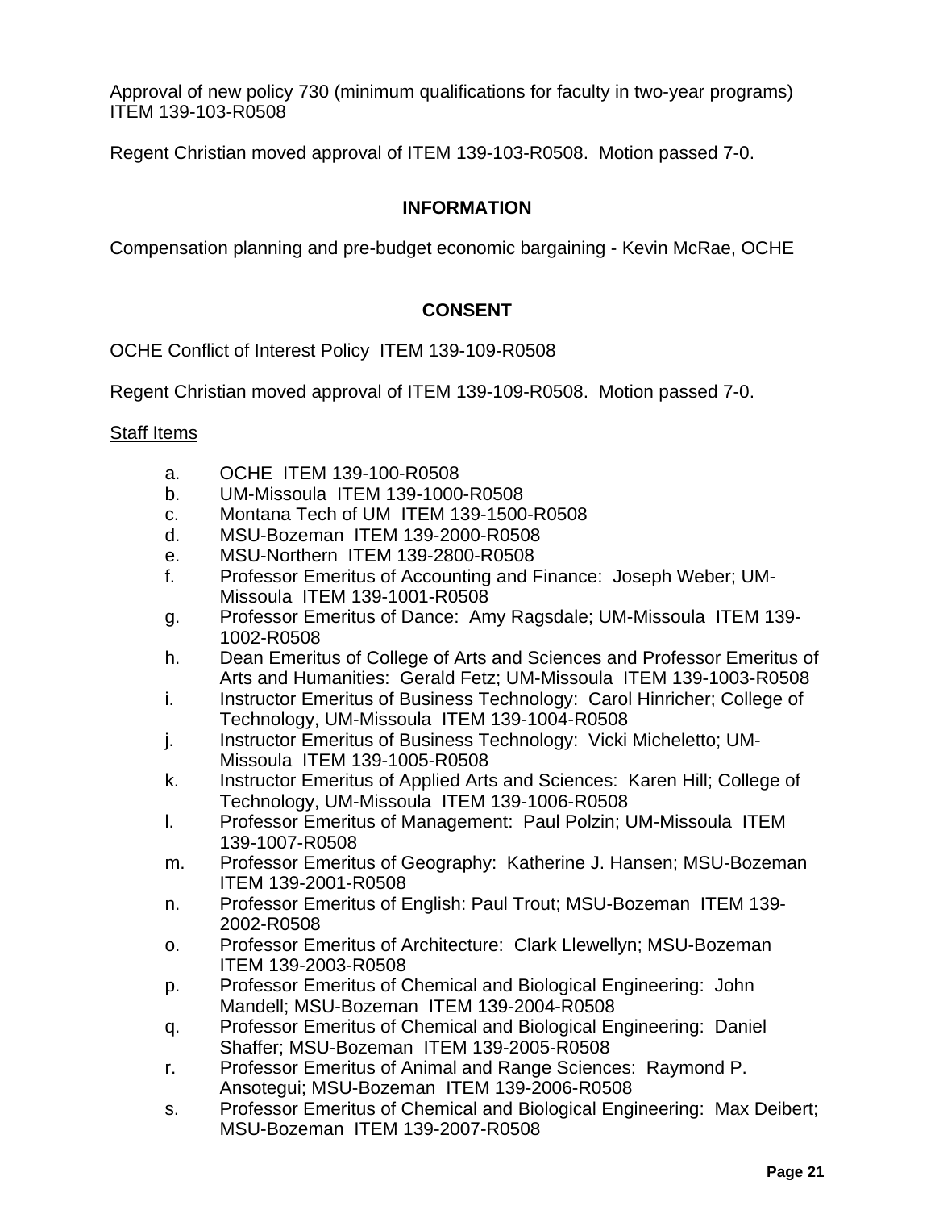Approval of new policy 730 (minimum qualifications for faculty in two-year programs) ITEM 139-103-R0508

Regent Christian moved approval of ITEM 139-103-R0508. Motion passed 7-0.

## INFORMATION

Compensation planning and pre-budget economic bargaining - Kevin McRae, OCHE

## CONSENT

OCHE Conflict of Interest Policy ITEM 139-109-R0508

Regent Christian moved approval of ITEM 139-109-R0508. Motion passed 7-0.

<u>Staff Items</u>

a. OCHE ITEM 139-100-R0508
b. UM-Missoula ITEM 139-1000-R0508
c. Montana Tech of UM ITEM 139-1500-R0508
d. MSU-Bozeman ITEM 139-2000-R0508
e. MSU-Northern ITEM 139-2800-R0508
f. Professor Emeritus of Accounting and Finance: Joseph Weber; UM-Missoula ITEM 139-1001-R0508
g. Professor Emeritus of Dance: Amy Ragsdale; UM-Missoula ITEM 139-1002-R0508
h. Dean Emeritus of College of Arts and Sciences and Professor Emeritus of Arts and Humanities: Gerald Fetz; UM-Missoula ITEM 139-1003-R0508
i. Instructor Emeritus of Business Technology: Carol Hinricher; College of Technology, UM-Missoula ITEM 139-1004-R0508
j. Instructor Emeritus of Business Technology: Vicki Micheletto; UM-Missoula ITEM 139-1005-R0508
k. Instructor Emeritus of Applied Arts and Sciences: Karen Hill; College of Technology, UM-Missoula ITEM 139-1006-R0508
l. Professor Emeritus of Management: Paul Polzin; UM-Missoula ITEM 139-1007-R0508
m. Professor Emeritus of Geography: Katherine J. Hansen; MSU-Bozeman ITEM 139-2001-R0508
n. Professor Emeritus of English: Paul Trout; MSU-Bozeman ITEM 139-2002-R0508
o. Professor Emeritus of Architecture: Clark Llewellyn; MSU-Bozeman ITEM 139-2003-R0508
p. Professor Emeritus of Chemical and Biological Engineering: John Mandell; MSU-Bozeman ITEM 139-2004-R0508
q. Professor Emeritus of Chemical and Biological Engineering: Daniel Shaffer; MSU-Bozeman ITEM 139-2005-R0508
r. Professor Emeritus of Animal and Range Sciences: Raymond P. Ansotegui; MSU-Bozeman ITEM 139-2006-R0508
s. Professor Emeritus of Chemical and Biological Engineering: Max Deibert; MSU-Bozeman ITEM 139-2007-R0508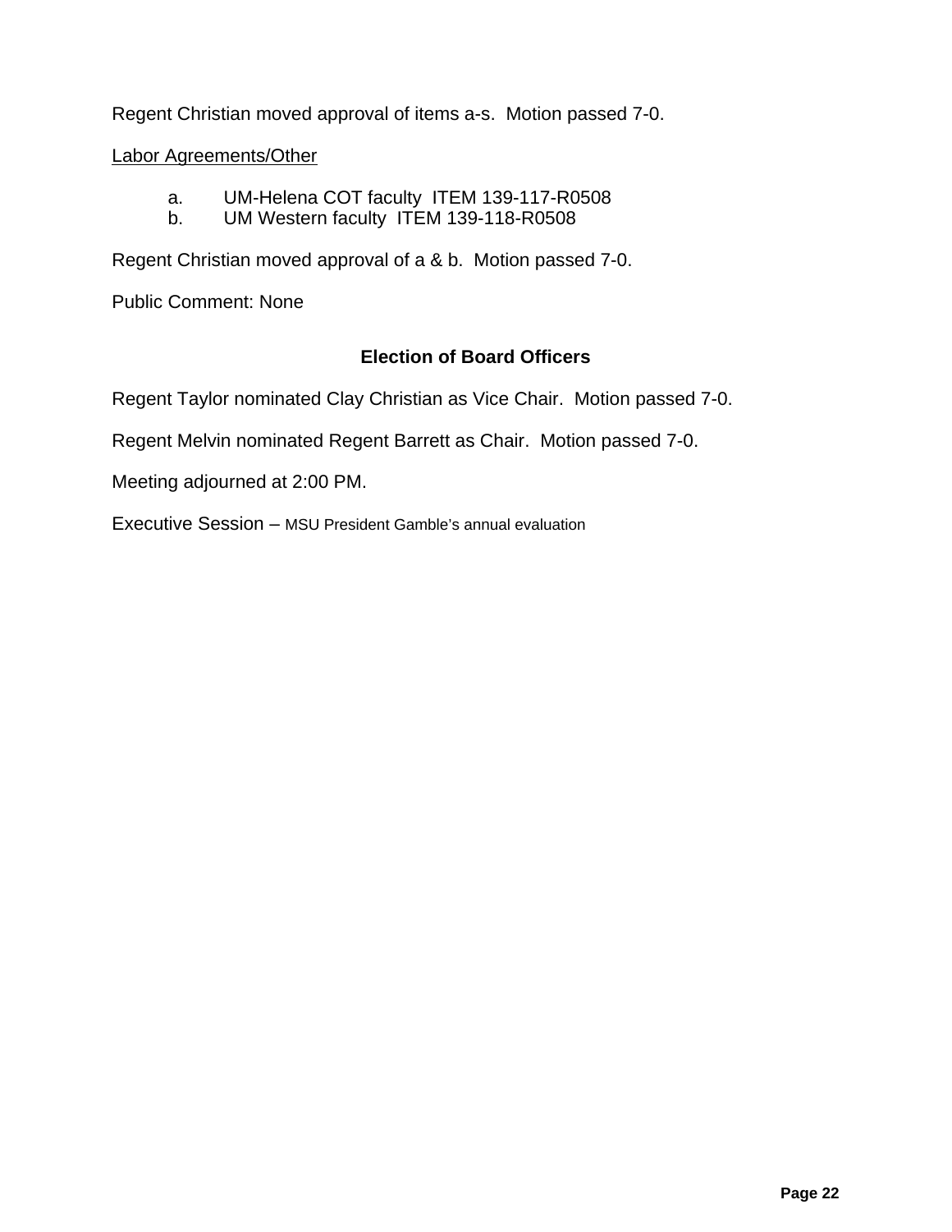Regent Christian moved approval of items a-s.  Motion passed 7-0.

Labor Agreements/Other

a. UM-Helena COT faculty  ITEM 139-117-R0508
b. UM Western faculty  ITEM 139-118-R0508

Regent Christian moved approval of a & b.  Motion passed 7-0.

Public Comment: None

## Election of Board Officers

Regent Taylor nominated Clay Christian as Vice Chair.  Motion passed 7-0.

Regent Melvin nominated Regent Barrett as Chair.  Motion passed 7-0.

Meeting adjourned at 2:00 PM.

Executive Session – MSU President Gamble's annual evaluation